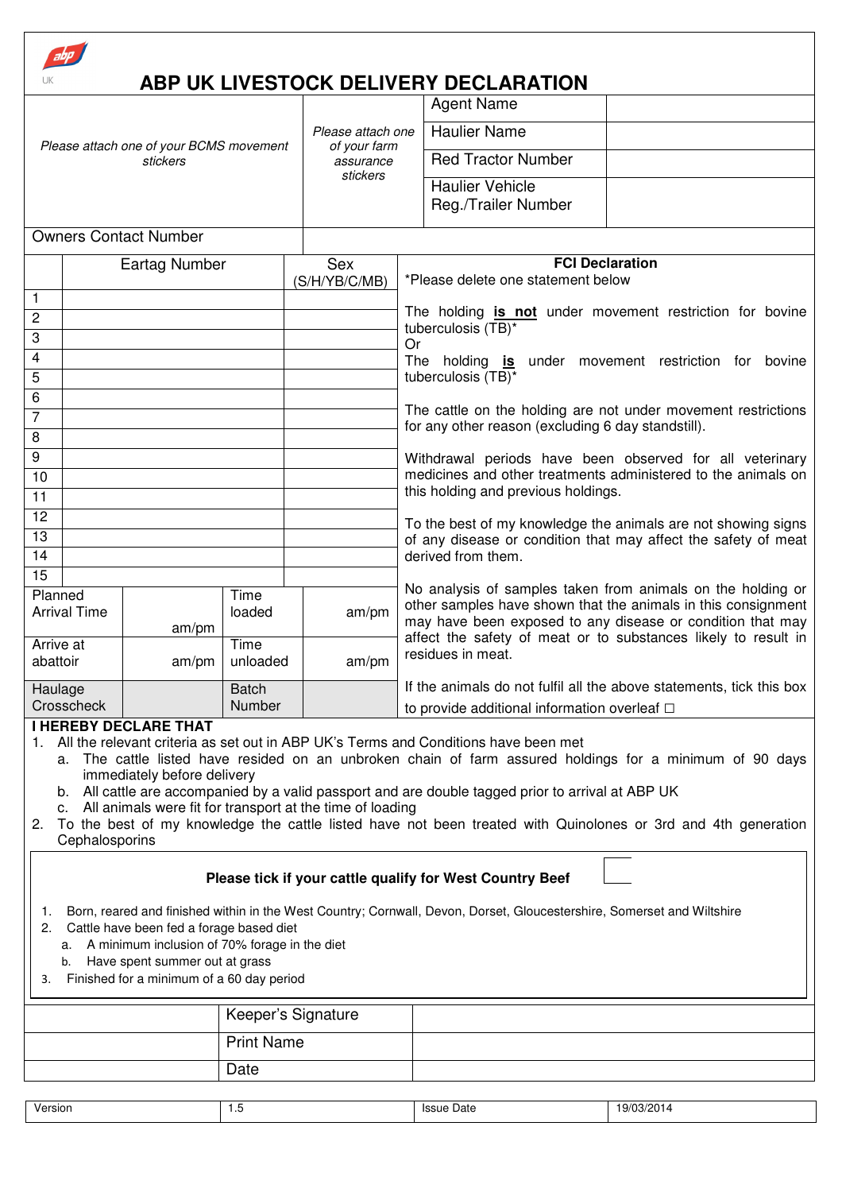# ABP UK LIVESTOCK DELIVERY DECLARATION

| *Please attach one of your BCMS movement stickers* | *Please attach one of your farm assurance stickers* | Agent Name | |
|---|---|---|---|
| | | Haulier Name | |
| | | Red Tractor Number | |
| | | Haulier Vehicle Reg./Trailer Number | |
| Owners Contact Number | | | |

| | Eartag Number | Sex (S/H/YB/C/MB) |
|---|---|---|
| 1 | | |
| 2 | | |
| 3 | | |
| 4 | | |
| 5 | | |
| 6 | | |
| 7 | | |
| 8 | | |
| 9 | | |
| 10 | | |
| 11 | | |
| 12 | | |
| 13 | | |
| 14 | | |
| 15 | | |

| | | | |
|---|---|---|---|
| Planned Arrival Time | am/pm | Time loaded | am/pm |
| Arrive at abattoir | am/pm | Time unloaded | am/pm |
| Haulage Crosscheck | | Batch Number | |

**FCI Declaration**

*Please delete one statement below

The holding **is not** under movement restriction for bovine tuberculosis (TB)*

Or

The holding **is** under movement restriction for bovine tuberculosis (TB)*

The cattle on the holding are not under movement restrictions for any other reason (excluding 6 day standstill).

Withdrawal periods have been observed for all veterinary medicines and other treatments administered to the animals on this holding and previous holdings.

To the best of my knowledge the animals are not showing signs of any disease or condition that may affect the safety of meat derived from them.

No analysis of samples taken from animals on the holding or other samples have shown that the animals in this consignment may have been exposed to any disease or condition that may affect the safety of meat or to substances likely to result in residues in meat.

If the animals do not fulfil all the above statements, tick this box to provide additional information overleaf ☐

**I HEREBY DECLARE THAT**

1. All the relevant criteria as set out in ABP UK's Terms and Conditions have been met
   a. The cattle listed have resided on an unbroken chain of farm assured holdings for a minimum of 90 days immediately before delivery
   b. All cattle are accompanied by a valid passport and are double tagged prior to arrival at ABP UK
   c. All animals were fit for transport at the time of loading
2. To the best of my knowledge the cattle listed have not been treated with Quinolones or 3rd and 4th generation Cephalosporins

**Please tick if your cattle qualify for West Country Beef** ☐

1. Born, reared and finished within in the West Country; Cornwall, Devon, Dorset, Gloucestershire, Somerset and Wiltshire
2. Cattle have been fed a forage based diet
   a. A minimum inclusion of 70% forage in the diet
   b. Have spent summer out at grass
3. Finished for a minimum of a 60 day period

| | | |
|---|---|---|
| | Keeper's Signature | |
| | Print Name | |
| | Date | |

| Version | 1.5 | Issue Date | 19/03/2014 |
|---|---|---|---|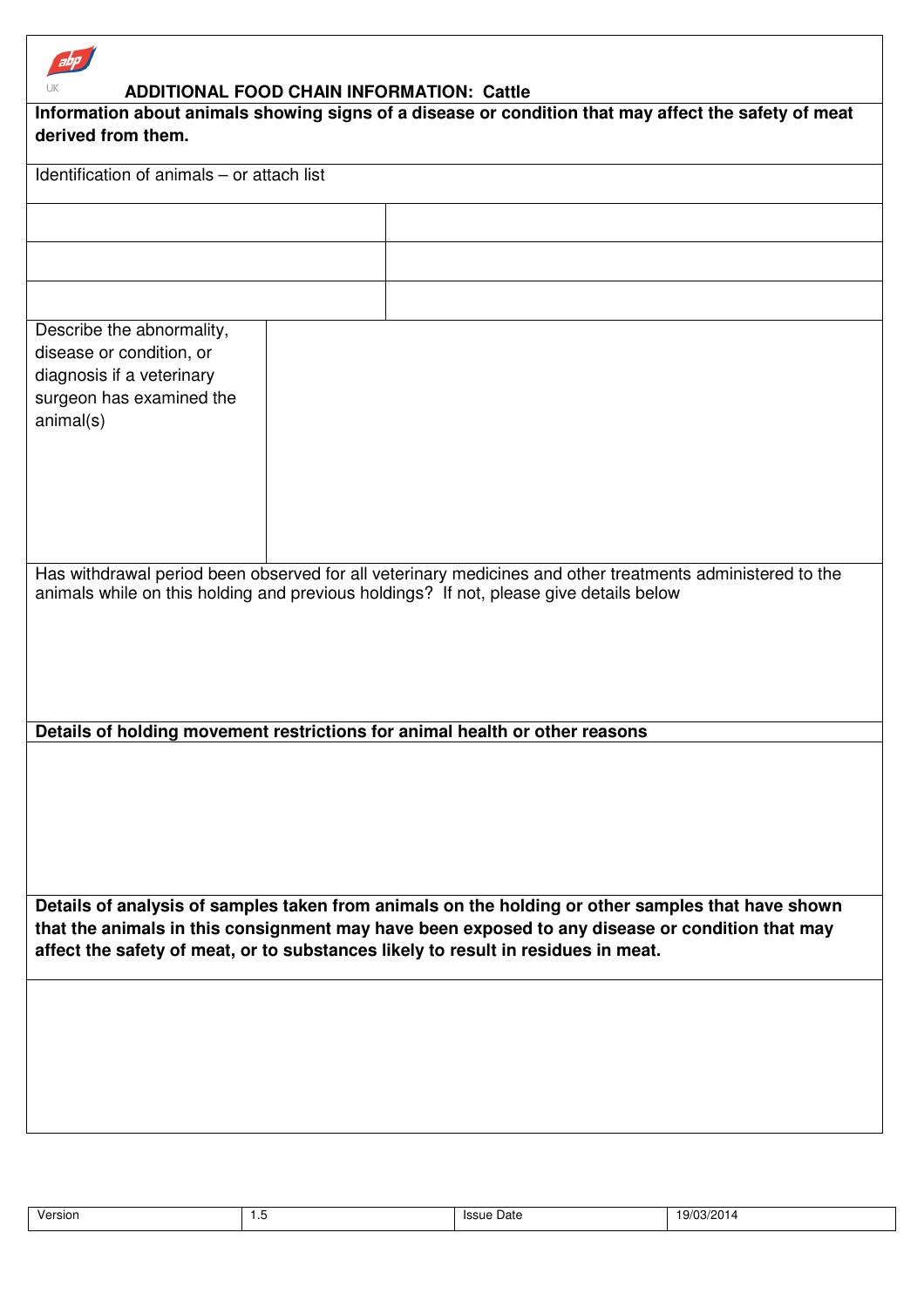UK

## ADDITIONAL FOOD CHAIN INFORMATION: Cattle

**Information about animals showing signs of a disease or condition that may affect the safety of meat derived from them.**

Identification of animals – or attach list

| | |
|---|---|
| | |
| | |
| | |

| | |
|---|---|
| Describe the abnormality, disease or condition, or diagnosis if a veterinary surgeon has examined the animal(s) | |

Has withdrawal period been observed for all veterinary medicines and other treatments administered to the animals while on this holding and previous holdings? If not, please give details below

**Details of holding movement restrictions for animal health or other reasons**

**Details of analysis of samples taken from animals on the holding or other samples that have shown that the animals in this consignment may have been exposed to any disease or condition that may affect the safety of meat, or to substances likely to result in residues in meat.**

| | | | |
|---|---|---|---|
| Version | 1.5 | Issue Date | 19/03/2014 |